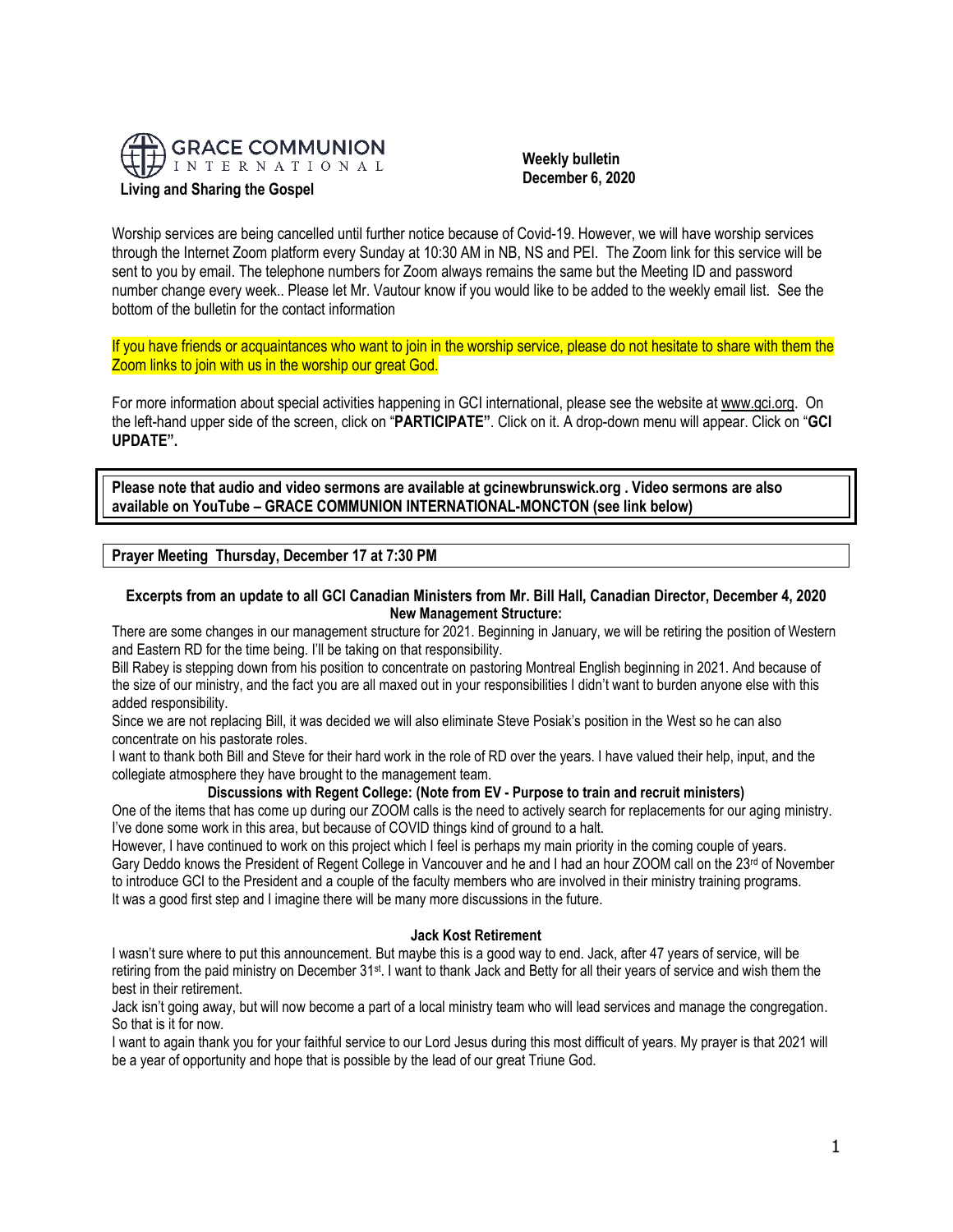GRACE COMMUNION INTERNATIONAL

**Living and Sharing the Gospel**

**Weekly bulletin**
**December 6, 2020**

Worship services are being cancelled until further notice because of Covid-19. However, we will have worship services through the Internet Zoom platform every Sunday at 10:30 AM in NB, NS and PEI. The Zoom link for this service will be sent to you by email. The telephone numbers for Zoom always remains the same but the Meeting ID and password number change every week.. Please let Mr. Vautour know if you would like to be added to the weekly email list. See the bottom of the bulletin for the contact information

If you have friends or acquaintances who want to join in the worship service, please do not hesitate to share with them the Zoom links to join with us in the worship our great God.

For more information about special activities happening in GCI international, please see the website at www.gci.org. On the left-hand upper side of the screen, click on "**PARTICIPATE"**. Click on it. A drop-down menu will appear. Click on "**GCI UPDATE".**

**Please note that audio and video sermons are available at gcinewbrunswick.org . Video sermons are also available on YouTube – GRACE COMMUNION INTERNATIONAL-MONCTON (see link below)**

**Prayer Meeting Thursday, December 17 at 7:30 PM**

### Excerpts from an update to all GCI Canadian Ministers from Mr. Bill Hall, Canadian Director, December 4, 2020

**New Management Structure:**

There are some changes in our management structure for 2021. Beginning in January, we will be retiring the position of Western and Eastern RD for the time being. I'll be taking on that responsibility.

Bill Rabey is stepping down from his position to concentrate on pastoring Montreal English beginning in 2021. And because of the size of our ministry, and the fact you are all maxed out in your responsibilities I didn't want to burden anyone else with this added responsibility.

Since we are not replacing Bill, it was decided we will also eliminate Steve Posiak's position in the West so he can also concentrate on his pastorate roles.

I want to thank both Bill and Steve for their hard work in the role of RD over the years. I have valued their help, input, and the collegiate atmosphere they have brought to the management team.

**Discussions with Regent College: (Note from EV - Purpose to train and recruit ministers)**

One of the items that has come up during our ZOOM calls is the need to actively search for replacements for our aging ministry. I've done some work in this area, but because of COVID things kind of ground to a halt.

However, I have continued to work on this project which I feel is perhaps my main priority in the coming couple of years.

Gary Deddo knows the President of Regent College in Vancouver and he and I had an hour ZOOM call on the 23rd of November to introduce GCI to the President and a couple of the faculty members who are involved in their ministry training programs. It was a good first step and I imagine there will be many more discussions in the future.

**Jack Kost Retirement**

I wasn't sure where to put this announcement. But maybe this is a good way to end. Jack, after 47 years of service, will be retiring from the paid ministry on December 31st. I want to thank Jack and Betty for all their years of service and wish them the best in their retirement.

Jack isn't going away, but will now become a part of a local ministry team who will lead services and manage the congregation. So that is it for now.

I want to again thank you for your faithful service to our Lord Jesus during this most difficult of years. My prayer is that 2021 will be a year of opportunity and hope that is possible by the lead of our great Triune God.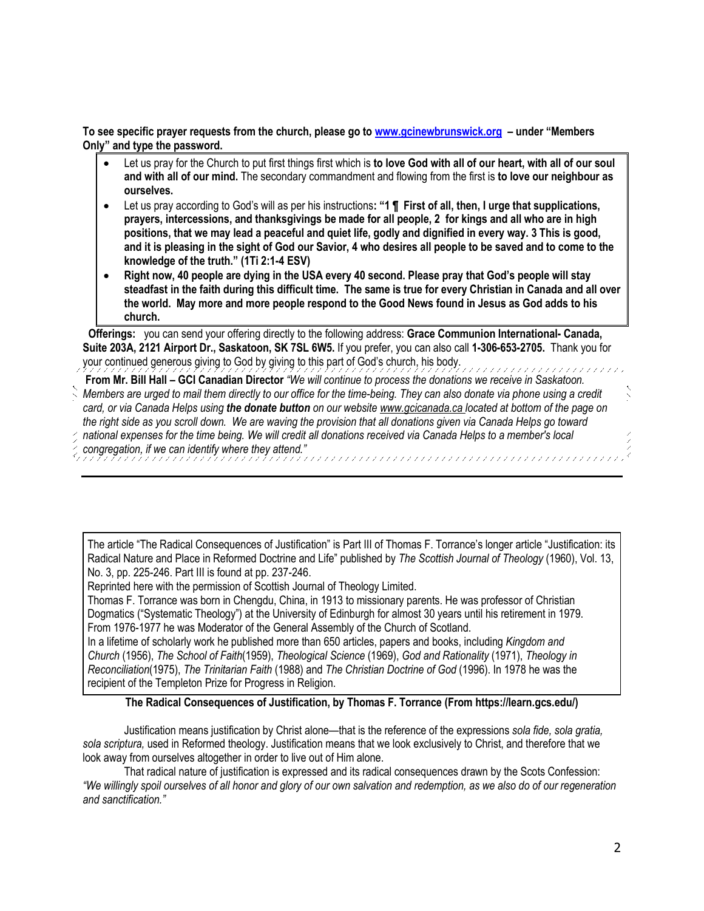**To see specific prayer requests from the church, please go to [www.gcinewbrunswick.org](http://www.gcinewbrunswick.org) – under "Members Only" and type the password.**

- Let us pray for the Church to put first things first which is **to love God with all of our heart, with all of our soul and with all of our mind.** The secondary commandment and flowing from the first is **to love our neighbour as ourselves.**
- Let us pray according to God's will as per his instructions**: "1 ¶ First of all, then, I urge that supplications, prayers, intercessions, and thanksgivings be made for all people, 2 for kings and all who are in high positions, that we may lead a peaceful and quiet life, godly and dignified in every way. 3 This is good, and it is pleasing in the sight of God our Savior, 4 who desires all people to be saved and to come to the knowledge of the truth." (1Ti 2:1-4 ESV)**
- **Right now, 40 people are dying in the USA every 40 second. Please pray that God's people will stay steadfast in the faith during this difficult time. The same is true for every Christian in Canada and all over the world. May more and more people respond to the Good News found in Jesus as God adds to his church.**

**Offerings:** you can send your offering directly to the following address: **Grace Communion International- Canada, Suite 203A, 2121 Airport Dr., Saskatoon, SK 7SL 6W5.** If you prefer, you can also call **1-306-653-2705.** Thank you for your continued generous giving to God by giving to this part of God's church, his body.

**From Mr. Bill Hall – GCI Canadian Director** *"We will continue to process the donations we receive in Saskatoon. Members are urged to mail them directly to our office for the time-being. They can also donate via phone using a credit card, or via Canada Helps using **the donate button** on our website www.gcicanada.ca located at bottom of the page on the right side as you scroll down. We are waving the provision that all donations given via Canada Helps go toward national expenses for the time being. We will credit all donations received via Canada Helps to a member's local congregation, if we can identify where they attend."*

---

The article "The Radical Consequences of Justification" is Part III of Thomas F. Torrance's longer article "Justification: its Radical Nature and Place in Reformed Doctrine and Life" published by *The Scottish Journal of Theology* (1960), Vol. 13, No. 3, pp. 225-246. Part III is found at pp. 237-246.

Reprinted here with the permission of Scottish Journal of Theology Limited.

Thomas F. Torrance was born in Chengdu, China, in 1913 to missionary parents. He was professor of Christian Dogmatics ("Systematic Theology") at the University of Edinburgh for almost 30 years until his retirement in 1979. From 1976-1977 he was Moderator of the General Assembly of the Church of Scotland.

In a lifetime of scholarly work he published more than 650 articles, papers and books, including *Kingdom and Church* (1956), *The School of Faith*(1959), *Theological Science* (1969), *God and Rationality* (1971), *Theology in Reconciliation*(1975), *The Trinitarian Faith* (1988) and *The Christian Doctrine of God* (1996). In 1978 he was the recipient of the Templeton Prize for Progress in Religion.

**The Radical Consequences of Justification, by Thomas F. Torrance (From https://learn.gcs.edu/)**

Justification means justification by Christ alone—that is the reference of the expressions *sola fide, sola gratia, sola scriptura,* used in Reformed theology. Justification means that we look exclusively to Christ, and therefore that we look away from ourselves altogether in order to live out of Him alone.

That radical nature of justification is expressed and its radical consequences drawn by the Scots Confession: *"We willingly spoil ourselves of all honor and glory of our own salvation and redemption, as we also do of our regeneration and sanctification."*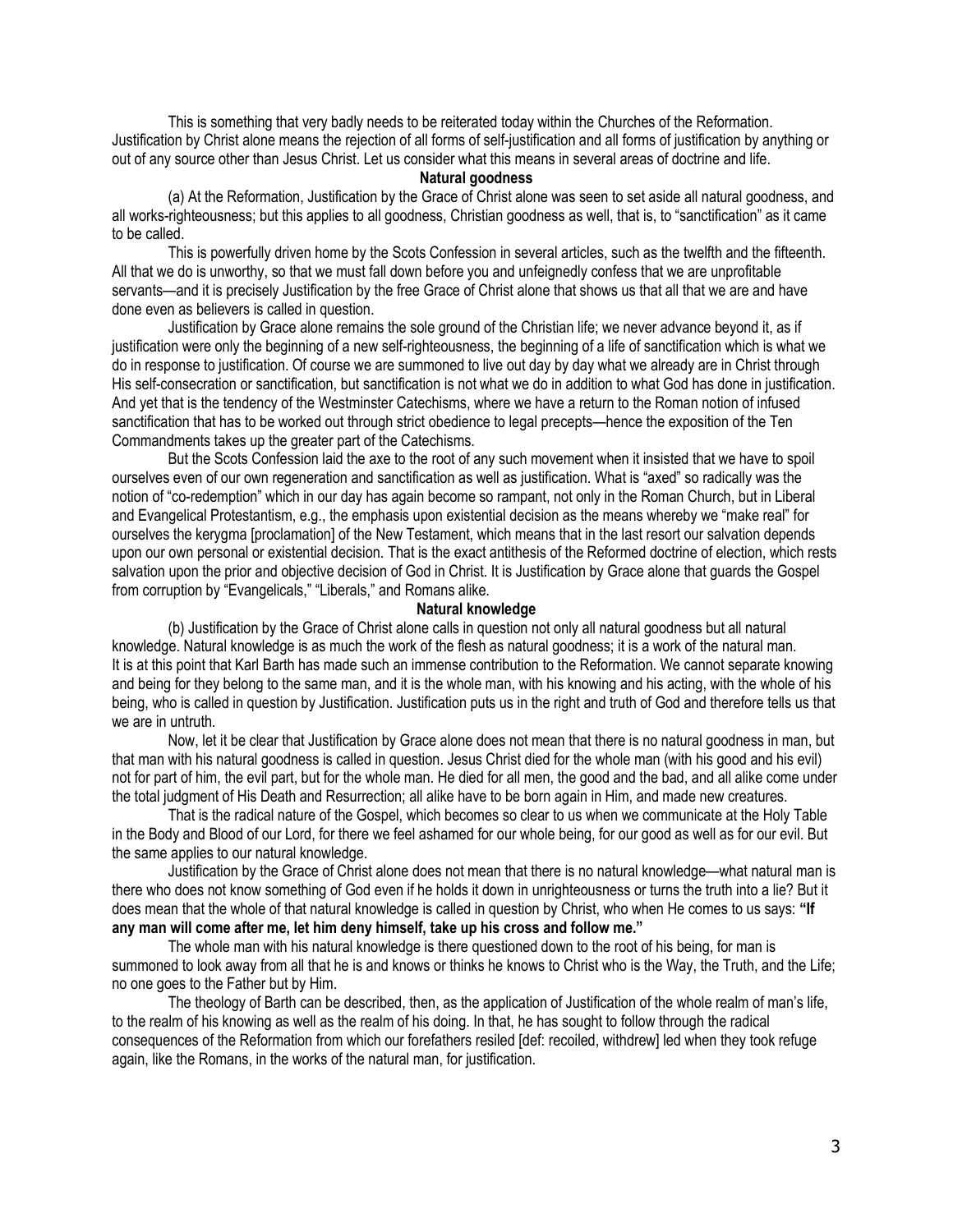This is something that very badly needs to be reiterated today within the Churches of the Reformation. Justification by Christ alone means the rejection of all forms of self-justification and all forms of justification by anything or out of any source other than Jesus Christ. Let us consider what this means in several areas of doctrine and life.

### Natural goodness

(a) At the Reformation, Justification by the Grace of Christ alone was seen to set aside all natural goodness, and all works-righteousness; but this applies to all goodness, Christian goodness as well, that is, to "sanctification" as it came to be called.

This is powerfully driven home by the Scots Confession in several articles, such as the twelfth and the fifteenth. All that we do is unworthy, so that we must fall down before you and unfeignedly confess that we are unprofitable servants—and it is precisely Justification by the free Grace of Christ alone that shows us that all that we are and have done even as believers is called in question.

Justification by Grace alone remains the sole ground of the Christian life; we never advance beyond it, as if justification were only the beginning of a new self-righteousness, the beginning of a life of sanctification which is what we do in response to justification. Of course we are summoned to live out day by day what we already are in Christ through His self-consecration or sanctification, but sanctification is not what we do in addition to what God has done in justification. And yet that is the tendency of the Westminster Catechisms, where we have a return to the Roman notion of infused sanctification that has to be worked out through strict obedience to legal precepts—hence the exposition of the Ten Commandments takes up the greater part of the Catechisms.

But the Scots Confession laid the axe to the root of any such movement when it insisted that we have to spoil ourselves even of our own regeneration and sanctification as well as justification. What is "axed" so radically was the notion of "co-redemption" which in our day has again become so rampant, not only in the Roman Church, but in Liberal and Evangelical Protestantism, e.g., the emphasis upon existential decision as the means whereby we "make real" for ourselves the kerygma [proclamation] of the New Testament, which means that in the last resort our salvation depends upon our own personal or existential decision. That is the exact antithesis of the Reformed doctrine of election, which rests salvation upon the prior and objective decision of God in Christ. It is Justification by Grace alone that guards the Gospel from corruption by "Evangelicals," "Liberals," and Romans alike.

### Natural knowledge

(b) Justification by the Grace of Christ alone calls in question not only all natural goodness but all natural knowledge. Natural knowledge is as much the work of the flesh as natural goodness; it is a work of the natural man. It is at this point that Karl Barth has made such an immense contribution to the Reformation. We cannot separate knowing and being for they belong to the same man, and it is the whole man, with his knowing and his acting, with the whole of his being, who is called in question by Justification. Justification puts us in the right and truth of God and therefore tells us that we are in untruth.

Now, let it be clear that Justification by Grace alone does not mean that there is no natural goodness in man, but that man with his natural goodness is called in question. Jesus Christ died for the whole man (with his good and his evil) not for part of him, the evil part, but for the whole man. He died for all men, the good and the bad, and all alike come under the total judgment of His Death and Resurrection; all alike have to be born again in Him, and made new creatures.

That is the radical nature of the Gospel, which becomes so clear to us when we communicate at the Holy Table in the Body and Blood of our Lord, for there we feel ashamed for our whole being, for our good as well as for our evil. But the same applies to our natural knowledge.

Justification by the Grace of Christ alone does not mean that there is no natural knowledge—what natural man is there who does not know something of God even if he holds it down in unrighteousness or turns the truth into a lie? But it does mean that the whole of that natural knowledge is called in question by Christ, who when He comes to us says: **"If any man will come after me, let him deny himself, take up his cross and follow me."**

The whole man with his natural knowledge is there questioned down to the root of his being, for man is summoned to look away from all that he is and knows or thinks he knows to Christ who is the Way, the Truth, and the Life; no one goes to the Father but by Him.

The theology of Barth can be described, then, as the application of Justification of the whole realm of man's life, to the realm of his knowing as well as the realm of his doing. In that, he has sought to follow through the radical consequences of the Reformation from which our forefathers resiled [def: recoiled, withdrew] led when they took refuge again, like the Romans, in the works of the natural man, for justification.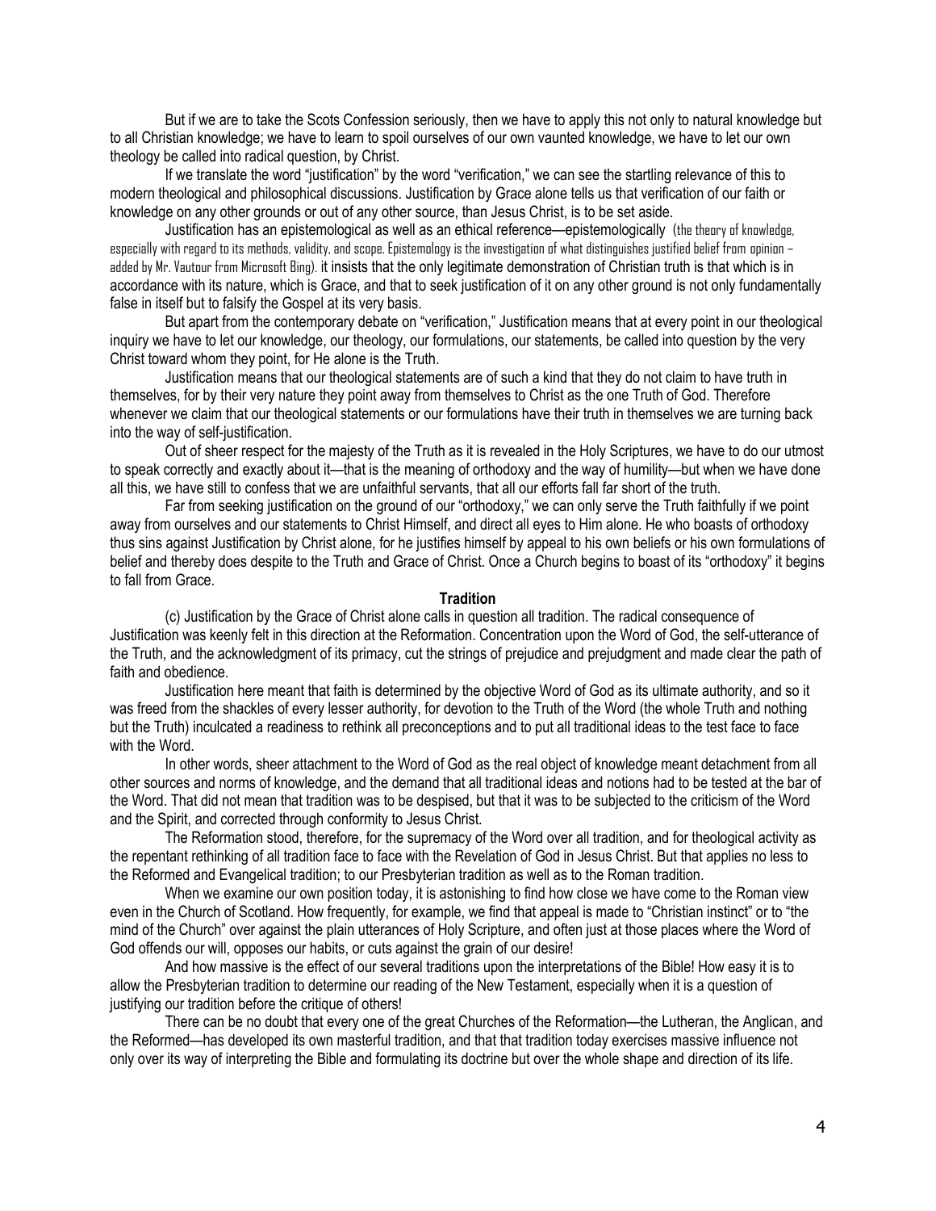But if we are to take the Scots Confession seriously, then we have to apply this not only to natural knowledge but to all Christian knowledge; we have to learn to spoil ourselves of our own vaunted knowledge, we have to let our own theology be called into radical question, by Christ.

If we translate the word "justification" by the word "verification," we can see the startling relevance of this to modern theological and philosophical discussions. Justification by Grace alone tells us that verification of our faith or knowledge on any other grounds or out of any other source, than Jesus Christ, is to be set aside.

Justification has an epistemological as well as an ethical reference—epistemologically (the theory of knowledge, especially with regard to its methods, validity, and scope. Epistemology is the investigation of what distinguishes justified belief from opinion – added by Mr. Vautour from Microsoft Bing). it insists that the only legitimate demonstration of Christian truth is that which is in accordance with its nature, which is Grace, and that to seek justification of it on any other ground is not only fundamentally false in itself but to falsify the Gospel at its very basis.

But apart from the contemporary debate on "verification," Justification means that at every point in our theological inquiry we have to let our knowledge, our theology, our formulations, our statements, be called into question by the very Christ toward whom they point, for He alone is the Truth.

Justification means that our theological statements are of such a kind that they do not claim to have truth in themselves, for by their very nature they point away from themselves to Christ as the one Truth of God. Therefore whenever we claim that our theological statements or our formulations have their truth in themselves we are turning back into the way of self-justification.

Out of sheer respect for the majesty of the Truth as it is revealed in the Holy Scriptures, we have to do our utmost to speak correctly and exactly about it—that is the meaning of orthodoxy and the way of humility—but when we have done all this, we have still to confess that we are unfaithful servants, that all our efforts fall far short of the truth.

Far from seeking justification on the ground of our "orthodoxy," we can only serve the Truth faithfully if we point away from ourselves and our statements to Christ Himself, and direct all eyes to Him alone. He who boasts of orthodoxy thus sins against Justification by Christ alone, for he justifies himself by appeal to his own beliefs or his own formulations of belief and thereby does despite to the Truth and Grace of Christ. Once a Church begins to boast of its "orthodoxy" it begins to fall from Grace.

**Tradition**

(c) Justification by the Grace of Christ alone calls in question all tradition. The radical consequence of Justification was keenly felt in this direction at the Reformation. Concentration upon the Word of God, the self-utterance of the Truth, and the acknowledgment of its primacy, cut the strings of prejudice and prejudgment and made clear the path of faith and obedience.

Justification here meant that faith is determined by the objective Word of God as its ultimate authority, and so it was freed from the shackles of every lesser authority, for devotion to the Truth of the Word (the whole Truth and nothing but the Truth) inculcated a readiness to rethink all preconceptions and to put all traditional ideas to the test face to face with the Word.

In other words, sheer attachment to the Word of God as the real object of knowledge meant detachment from all other sources and norms of knowledge, and the demand that all traditional ideas and notions had to be tested at the bar of the Word. That did not mean that tradition was to be despised, but that it was to be subjected to the criticism of the Word and the Spirit, and corrected through conformity to Jesus Christ.

The Reformation stood, therefore, for the supremacy of the Word over all tradition, and for theological activity as the repentant rethinking of all tradition face to face with the Revelation of God in Jesus Christ. But that applies no less to the Reformed and Evangelical tradition; to our Presbyterian tradition as well as to the Roman tradition.

When we examine our own position today, it is astonishing to find how close we have come to the Roman view even in the Church of Scotland. How frequently, for example, we find that appeal is made to "Christian instinct" or to "the mind of the Church" over against the plain utterances of Holy Scripture, and often just at those places where the Word of God offends our will, opposes our habits, or cuts against the grain of our desire!

And how massive is the effect of our several traditions upon the interpretations of the Bible! How easy it is to allow the Presbyterian tradition to determine our reading of the New Testament, especially when it is a question of justifying our tradition before the critique of others!

There can be no doubt that every one of the great Churches of the Reformation—the Lutheran, the Anglican, and the Reformed—has developed its own masterful tradition, and that that tradition today exercises massive influence not only over its way of interpreting the Bible and formulating its doctrine but over the whole shape and direction of its life.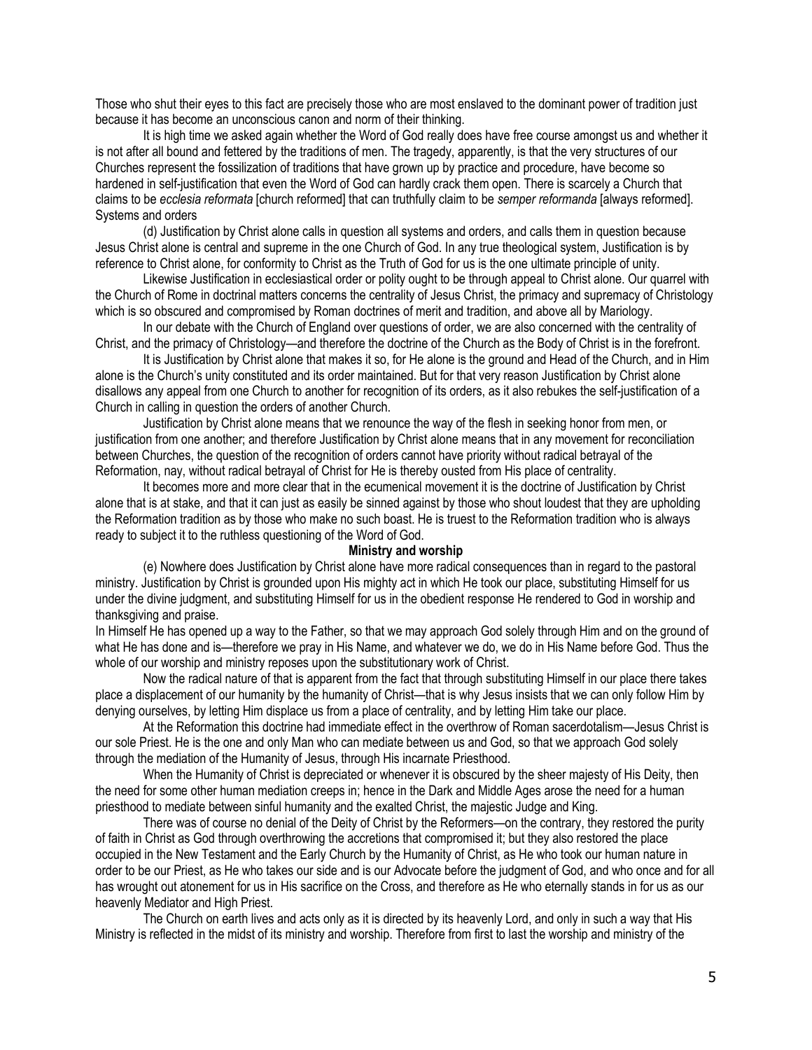Those who shut their eyes to this fact are precisely those who are most enslaved to the dominant power of tradition just because it has become an unconscious canon and norm of their thinking.

It is high time we asked again whether the Word of God really does have free course amongst us and whether it is not after all bound and fettered by the traditions of men. The tragedy, apparently, is that the very structures of our Churches represent the fossilization of traditions that have grown up by practice and procedure, have become so hardened in self-justification that even the Word of God can hardly crack them open. There is scarcely a Church that claims to be *ecclesia reformata* [church reformed] that can truthfully claim to be *semper reformanda* [always reformed].

Systems and orders

(d) Justification by Christ alone calls in question all systems and orders, and calls them in question because Jesus Christ alone is central and supreme in the one Church of God. In any true theological system, Justification is by reference to Christ alone, for conformity to Christ as the Truth of God for us is the one ultimate principle of unity.

Likewise Justification in ecclesiastical order or polity ought to be through appeal to Christ alone. Our quarrel with the Church of Rome in doctrinal matters concerns the centrality of Jesus Christ, the primacy and supremacy of Christology which is so obscured and compromised by Roman doctrines of merit and tradition, and above all by Mariology.

In our debate with the Church of England over questions of order, we are also concerned with the centrality of Christ, and the primacy of Christology—and therefore the doctrine of the Church as the Body of Christ is in the forefront.

It is Justification by Christ alone that makes it so, for He alone is the ground and Head of the Church, and in Him alone is the Church's unity constituted and its order maintained. But for that very reason Justification by Christ alone disallows any appeal from one Church to another for recognition of its orders, as it also rebukes the self-justification of a Church in calling in question the orders of another Church.

Justification by Christ alone means that we renounce the way of the flesh in seeking honor from men, or justification from one another; and therefore Justification by Christ alone means that in any movement for reconciliation between Churches, the question of the recognition of orders cannot have priority without radical betrayal of the Reformation, nay, without radical betrayal of Christ for He is thereby ousted from His place of centrality.

It becomes more and more clear that in the ecumenical movement it is the doctrine of Justification by Christ alone that is at stake, and that it can just as easily be sinned against by those who shout loudest that they are upholding the Reformation tradition as by those who make no such boast. He is truest to the Reformation tradition who is always ready to subject it to the ruthless questioning of the Word of God.

**Ministry and worship**

(e) Nowhere does Justification by Christ alone have more radical consequences than in regard to the pastoral ministry. Justification by Christ is grounded upon His mighty act in which He took our place, substituting Himself for us under the divine judgment, and substituting Himself for us in the obedient response He rendered to God in worship and thanksgiving and praise.

In Himself He has opened up a way to the Father, so that we may approach God solely through Him and on the ground of what He has done and is—therefore we pray in His Name, and whatever we do, we do in His Name before God. Thus the whole of our worship and ministry reposes upon the substitutionary work of Christ.

Now the radical nature of that is apparent from the fact that through substituting Himself in our place there takes place a displacement of our humanity by the humanity of Christ—that is why Jesus insists that we can only follow Him by denying ourselves, by letting Him displace us from a place of centrality, and by letting Him take our place.

At the Reformation this doctrine had immediate effect in the overthrow of Roman sacerdotalism—Jesus Christ is our sole Priest. He is the one and only Man who can mediate between us and God, so that we approach God solely through the mediation of the Humanity of Jesus, through His incarnate Priesthood.

When the Humanity of Christ is depreciated or whenever it is obscured by the sheer majesty of His Deity, then the need for some other human mediation creeps in; hence in the Dark and Middle Ages arose the need for a human priesthood to mediate between sinful humanity and the exalted Christ, the majestic Judge and King.

There was of course no denial of the Deity of Christ by the Reformers—on the contrary, they restored the purity of faith in Christ as God through overthrowing the accretions that compromised it; but they also restored the place occupied in the New Testament and the Early Church by the Humanity of Christ, as He who took our human nature in order to be our Priest, as He who takes our side and is our Advocate before the judgment of God, and who once and for all has wrought out atonement for us in His sacrifice on the Cross, and therefore as He who eternally stands in for us as our heavenly Mediator and High Priest.

The Church on earth lives and acts only as it is directed by its heavenly Lord, and only in such a way that His Ministry is reflected in the midst of its ministry and worship. Therefore from first to last the worship and ministry of the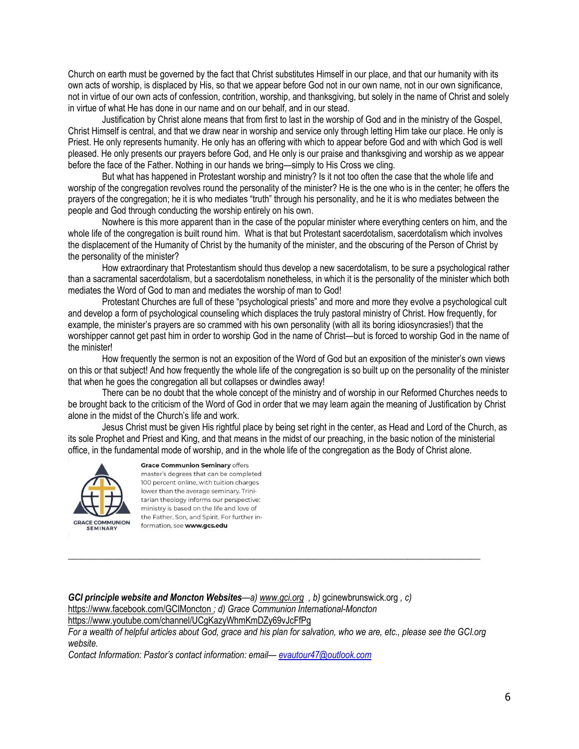Church on earth must be governed by the fact that Christ substitutes Himself in our place, and that our humanity with its own acts of worship, is displaced by His, so that we appear before God not in our own name, not in our own significance, not in virtue of our own acts of confession, contrition, worship, and thanksgiving, but solely in the name of Christ and solely in virtue of what He has done in our name and on our behalf, and in our stead.

Justification by Christ alone means that from first to last in the worship of God and in the ministry of the Gospel, Christ Himself is central, and that we draw near in worship and service only through letting Him take our place. He only is Priest. He only represents humanity. He only has an offering with which to appear before God and with which God is well pleased. He only presents our prayers before God, and He only is our praise and thanksgiving and worship as we appear before the face of the Father. Nothing in our hands we bring—simply to His Cross we cling.

But what has happened in Protestant worship and ministry? Is it not too often the case that the whole life and worship of the congregation revolves round the personality of the minister? He is the one who is in the center; he offers the prayers of the congregation; he it is who mediates "truth" through his personality, and he it is who mediates between the people and God through conducting the worship entirely on his own.

Nowhere is this more apparent than in the case of the popular minister where everything centers on him, and the whole life of the congregation is built round him. What is that but Protestant sacerdotalism, sacerdotalism which involves the displacement of the Humanity of Christ by the humanity of the minister, and the obscuring of the Person of Christ by the personality of the minister?

How extraordinary that Protestantism should thus develop a new sacerdotalism, to be sure a psychological rather than a sacramental sacerdotalism, but a sacerdotalism nonetheless, in which it is the personality of the minister which both mediates the Word of God to man and mediates the worship of man to God!

Protestant Churches are full of these "psychological priests" and more and more they evolve a psychological cult and develop a form of psychological counseling which displaces the truly pastoral ministry of Christ. How frequently, for example, the minister's prayers are so crammed with his own personality (with all its boring idiosyncrasies!) that the worshipper cannot get past him in order to worship God in the name of Christ—but is forced to worship God in the name of the minister!

How frequently the sermon is not an exposition of the Word of God but an exposition of the minister's own views on this or that subject! And how frequently the whole life of the congregation is so built up on the personality of the minister that when he goes the congregation all but collapses or dwindles away!

There can be no doubt that the whole concept of the ministry and of worship in our Reformed Churches needs to be brought back to the criticism of the Word of God in order that we may learn again the meaning of Justification by Christ alone in the midst of the Church's life and work.

Jesus Christ must be given His rightful place by being set right in the center, as Head and Lord of the Church, as its sole Prophet and Priest and King, and that means in the midst of our preaching, in the basic notion of the ministerial office, in the fundamental mode of worship, and in the whole life of the congregation as the Body of Christ alone.

GRACE COMMUNION SEMINARY

**Grace Communion Seminary** offers master's degrees that can be completed 100 percent online, with tuition charges lower than the average seminary. Trinitarian theology informs our perspective: ministry is based on the life and love of the Father, Son, and Spirit. For further information, see **www.gcs.edu**

---

***GCI principle website and Moncton Websites****—a) www.gci.org , b)* gcinewbrunswick.org *, c)* https://www.facebook.com/GCIMoncton *; d) Grace Communion International-Moncton* https://www.youtube.com/channel/UCgKazyWhmKmDZy69vJcFfPg

*For a wealth of helpful articles about God, grace and his plan for salvation, who we are, etc., please see the GCI.org website.*

*Contact Information: Pastor's contact information: email— evautour47@outlook.com*